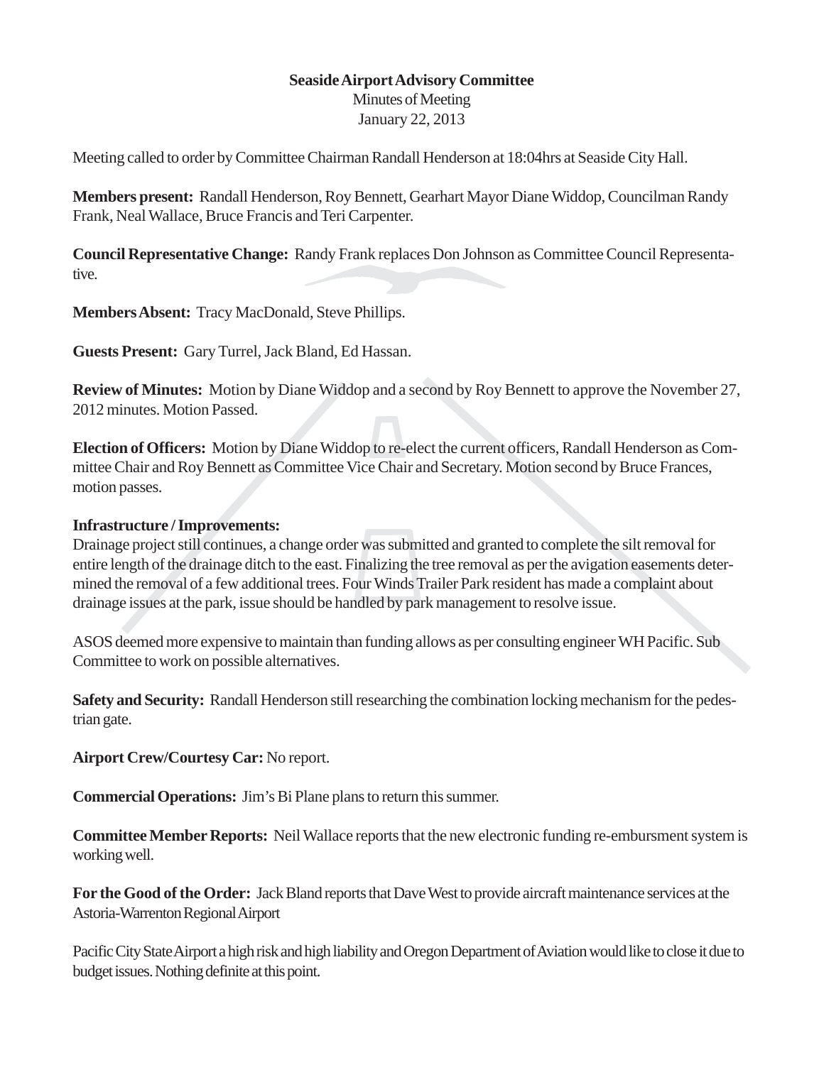**Seaside Airport Advisory Committee**

Minutes of Meeting

January 22, 2013

Meeting called to order by Committee Chairman Randall Henderson at 18:04hrs at Seaside City Hall.

**Members present:** Randall Henderson, Roy Bennett, Gearhart Mayor Diane Widdop, Councilman Randy Frank, Neal Wallace, Bruce Francis and Teri Carpenter.

**Council Representative Change:** Randy Frank replaces Don Johnson as Committee Council Representative.

**Members Absent:** Tracy MacDonald, Steve Phillips.

**Guests Present:** Gary Turrel, Jack Bland, Ed Hassan.

**Review of Minutes:** Motion by Diane Widdop and a second by Roy Bennett to approve the November 27, 2012 minutes. Motion Passed.

**Election of Officers:** Motion by Diane Widdop to re-elect the current officers, Randall Henderson as Committee Chair and Roy Bennett as Committee Vice Chair and Secretary. Motion second by Bruce Frances, motion passes.

**Infrastructure / Improvements:**

Drainage project still continues, a change order was submitted and granted to complete the silt removal for entire length of the drainage ditch to the east. Finalizing the tree removal as per the avigation easements determined the removal of a few additional trees. Four Winds Trailer Park resident has made a complaint about drainage issues at the park, issue should be handled by park management to resolve issue.

ASOS deemed more expensive to maintain than funding allows as per consulting engineer WH Pacific. Sub Committee to work on possible alternatives.

**Safety and Security:** Randall Henderson still researching the combination locking mechanism for the pedestrian gate.

**Airport Crew/Courtesy Car:** No report.

**Commercial Operations:** Jim's Bi Plane plans to return this summer.

**Committee Member Reports:** Neil Wallace reports that the new electronic funding re-embursment system is working well.

**For the Good of the Order:** Jack Bland reports that Dave West to provide aircraft maintenance services at the Astoria-Warrenton Regional Airport

Pacific City State Airport a high risk and high liability and Oregon Department of Aviation would like to close it due to budget issues. Nothing definite at this point.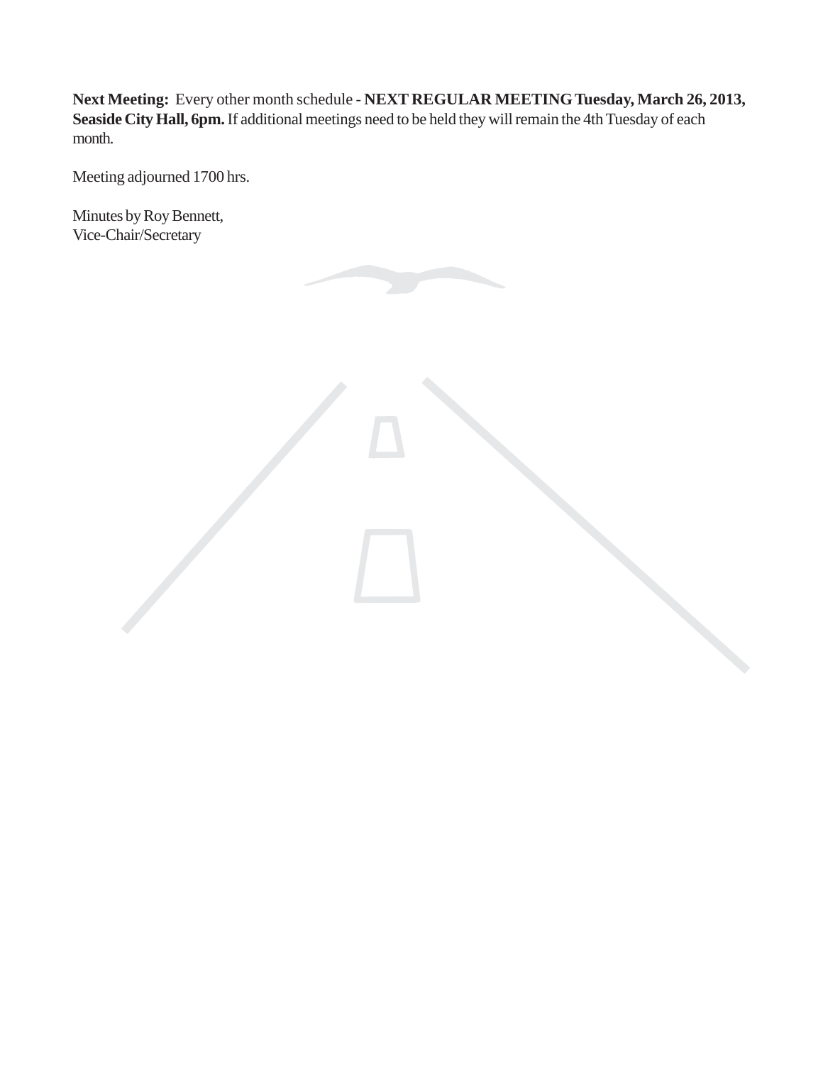**Next Meeting:** Every other month schedule - **NEXT REGULAR MEETING Tuesday, March 26, 2013, Seaside City Hall, 6pm.** If additional meetings need to be held they will remain the 4th Tuesday of each month.

Meeting adjourned 1700 hrs.

Minutes by Roy Bennett,
Vice-Chair/Secretary